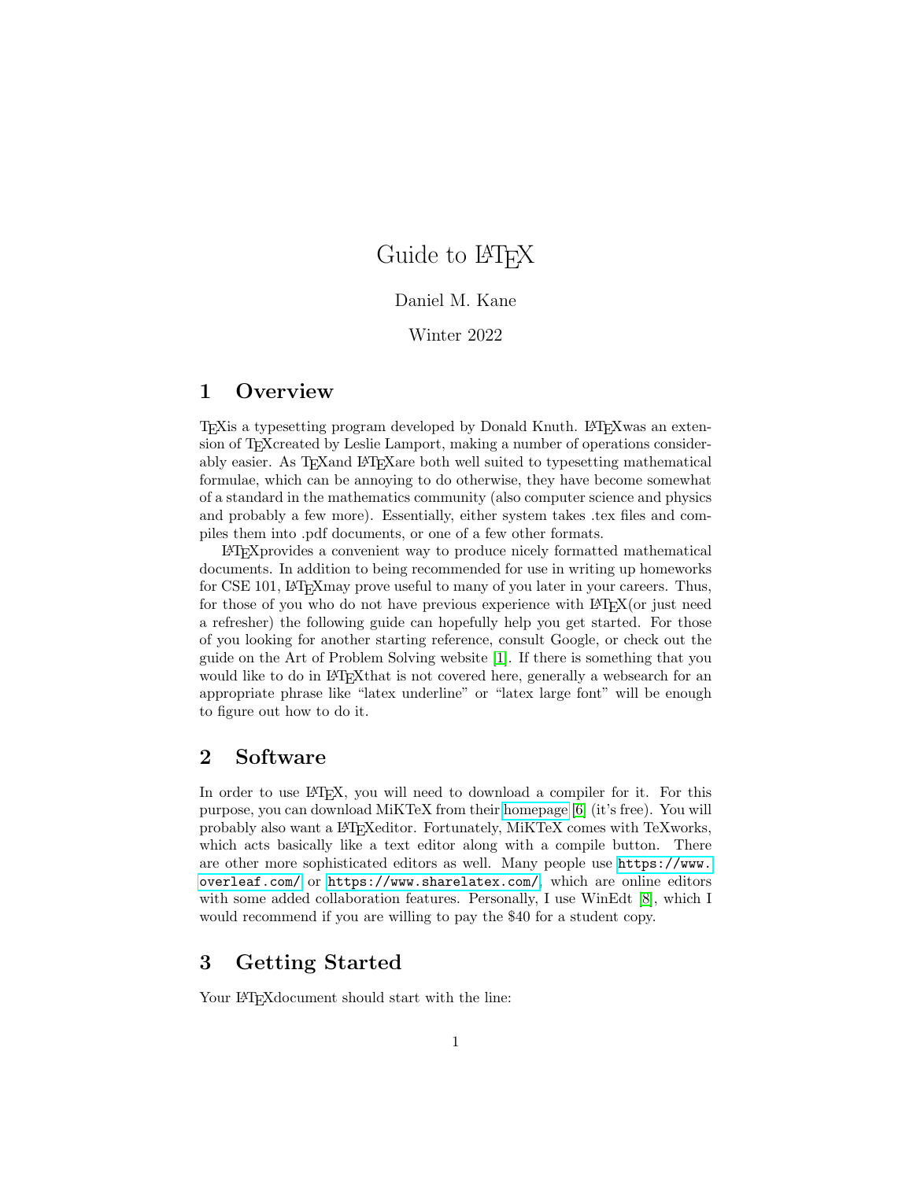# Guide to LaTeX

Daniel M. Kane

Winter 2022

## 1 Overview

TeXis a typesetting program developed by Donald Knuth. LaTeXwas an extension of TeXcreated by Leslie Lamport, making a number of operations considerably easier. As TeXand LaTeXare both well suited to typesetting mathematical formulae, which can be annoying to do otherwise, they have become somewhat of a standard in the mathematics community (also computer science and physics and probably a few more). Essentially, either system takes .tex files and compiles them into .pdf documents, or one of a few other formats.

LaTeXprovides a convenient way to produce nicely formatted mathematical documents. In addition to being recommended for use in writing up homeworks for CSE 101, LaTeXmay prove useful to many of you later in your careers. Thus, for those of you who do not have previous experience with LaTeX(or just need a refresher) the following guide can hopefully help you get started. For those of you looking for another starting reference, consult Google, or check out the guide on the Art of Problem Solving website [1]. If there is something that you would like to do in LaTeXthat is not covered here, generally a websearch for an appropriate phrase like "latex underline" or "latex large font" will be enough to figure out how to do it.

## 2 Software

In order to use LaTeX, you will need to download a compiler for it. For this purpose, you can download MiKTeX from their homepage [6] (it's free). You will probably also want a LaTeXeditor. Fortunately, MiKTeX comes with TeXworks, which acts basically like a text editor along with a compile button. There are other more sophisticated editors as well. Many people use `https://www.overleaf.com/` or `https://www.sharelatex.com/`, which are online editors with some added collaboration features. Personally, I use WinEdt [8], which I would recommend if you are willing to pay the $40 for a student copy.

## 3 Getting Started

Your LaTeXdocument should start with the line: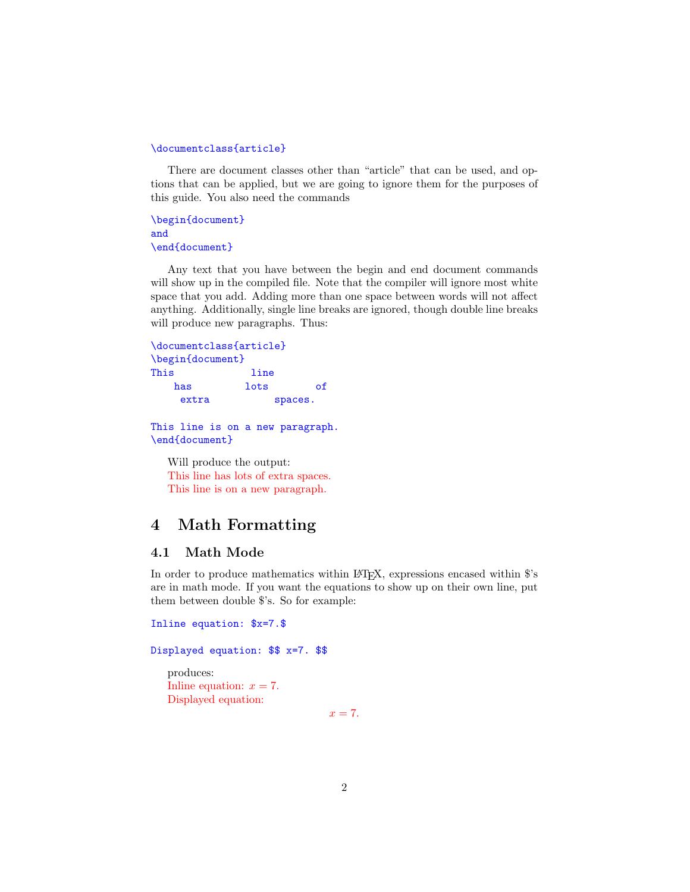```
\documentclass{article}
```

There are document classes other than "article" that can be used, and options that can be applied, but we are going to ignore them for the purposes of this guide. You also need the commands

```
\begin{document}
and
\end{document}
```

Any text that you have between the begin and end document commands will show up in the compiled file. Note that the compiler will ignore most white space that you add. Adding more than one space between words will not affect anything. Additionally, single line breaks are ignored, though double line breaks will produce new paragraphs. Thus:

```
\documentclass{article}
\begin{document}
This            line
    has         lots        of
     extra           spaces.

This line is on a new paragraph.
\end{document}
```

Will produce the output:
This line has lots of extra spaces.
This line is on a new paragraph.

# 4 Math Formatting

## 4.1 Math Mode

In order to produce mathematics within LaTeX, expressions encased within $'s are in math mode. If you want the equations to show up on their own line, put them between double $'s. So for example:

```
Inline equation: $x=7.$

Displayed equation: $$ x=7. $$
```

produces:
Inline equation: $x = 7.$
Displayed equation:

$$x = 7.$$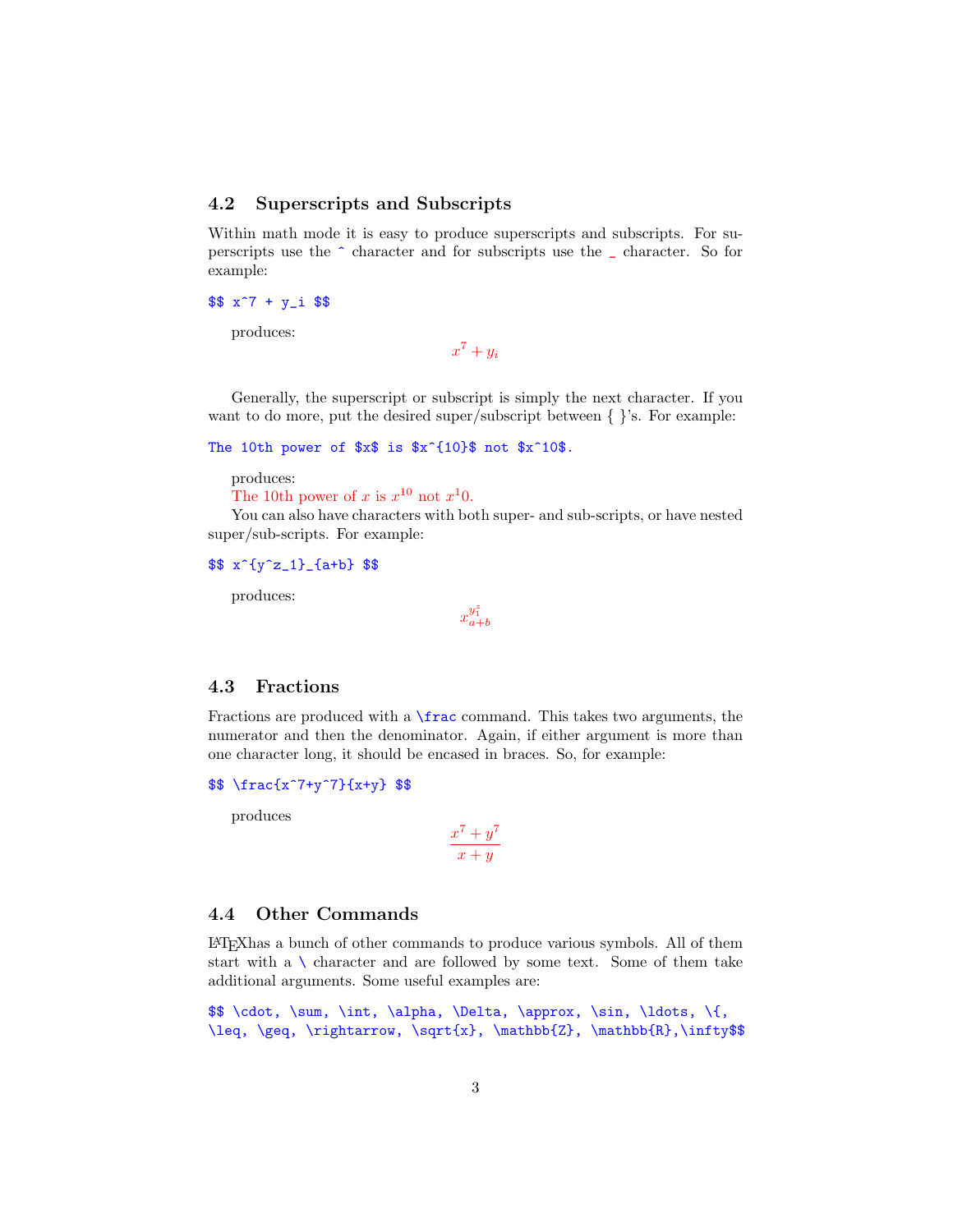## 4.2 Superscripts and Subscripts

Within math mode it is easy to produce superscripts and subscripts. For superscripts use the ^ character and for subscripts use the _ character. So for example:

```
$$ x^7 + y_i $$
```

produces:

$$ x^7 + y_i $$

Generally, the superscript or subscript is simply the next character. If you want to do more, put the desired super/subscript between { }'s. For example:

```
The 10th power of $x$ is $x^{10}$ not $x^10$.
```

produces:

The 10th power of $x$ is $x^{10}$ not $x^10$.

You can also have characters with both super- and sub-scripts, or have nested super/sub-scripts. For example:

```
$$ x^{y^z_1}_{a+b} $$
```

produces:

$$ x^{y^z_1}_{a+b} $$

## 4.3 Fractions

Fractions are produced with a \frac command. This takes two arguments, the numerator and then the denominator. Again, if either argument is more than one character long, it should be encased in braces. So, for example:

```
$$ \frac{x^7+y^7}{x+y} $$
```

produces

$$ \frac{x^7+y^7}{x+y} $$

## 4.4 Other Commands

LaTeXhas a bunch of other commands to produce various symbols. All of them start with a \ character and are followed by some text. Some of them take additional arguments. Some useful examples are:

```
$$ \cdot, \sum, \int, \alpha, \Delta, \approx, \sin, \ldots, \{,
\leq, \geq, \rightarrow, \sqrt{x}, \mathbb{Z}, \mathbb{R},\infty$$
```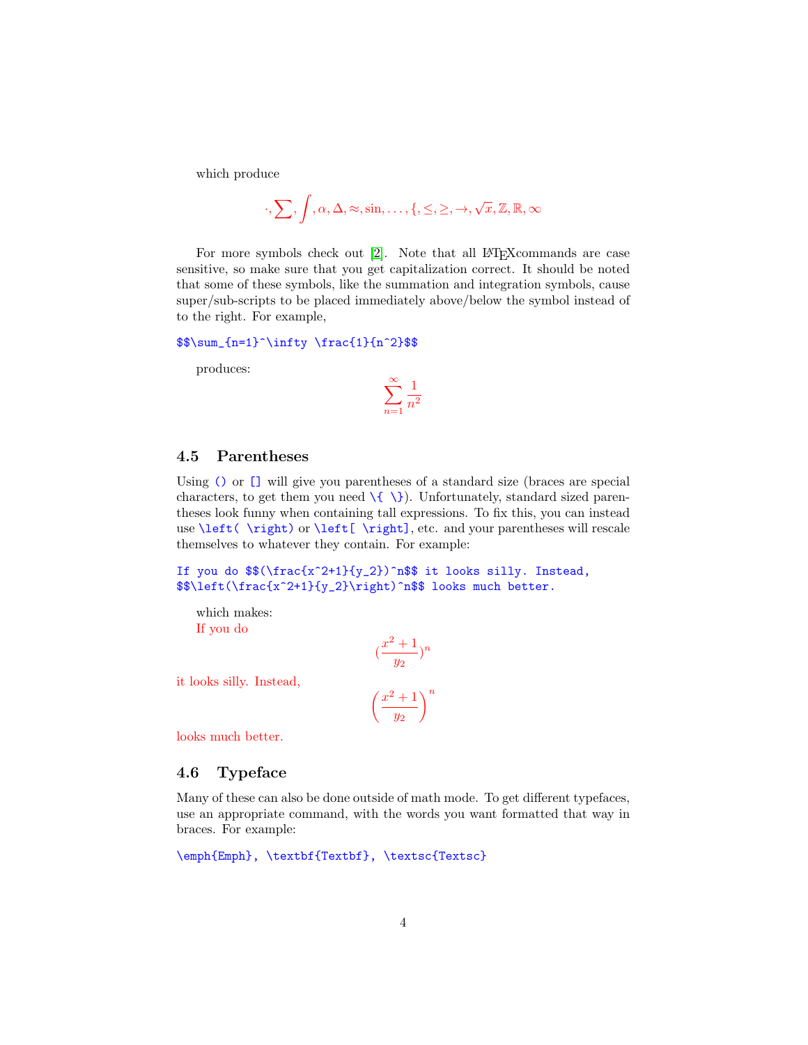which produce

$$\cdot, \sum, \int, \alpha, \Delta, \approx, \sin, \ldots, \{, \leq, \geq, \to, \sqrt{x}, \mathbb{Z}, \mathbb{R}, \infty$$

For more symbols check out [2]. Note that all LaTeXcommands are case sensitive, so make sure that you get capitalization correct. It should be noted that some of these symbols, like the summation and integration symbols, cause super/sub-scripts to be placed immediately above/below the symbol instead of to the right. For example,

```
$$\sum_{n=1}^\infty \frac{1}{n^2}$$
```

produces:

$$\sum_{n=1}^\infty \frac{1}{n^2}$$

### 4.5 Parentheses

Using `()` or `[]` will give you parentheses of a standard size (braces are special characters, to get them you need `\{ \}`). Unfortunately, standard sized parentheses look funny when containing tall expressions. To fix this, you can instead use `\left( \right)` or `\left[ \right]`, etc. and your parentheses will rescale themselves to whatever they contain. For example:

```
If you do $$(\frac{x^2+1}{y_2})^n$$ it looks silly. Instead,
$$\left(\frac{x^2+1}{y_2}\right)^n$$ looks much better.
```

which makes:

If you do

$$(\frac{x^2+1}{y_2})^n$$

it looks silly. Instead,

$$\left(\frac{x^2+1}{y_2}\right)^n$$

looks much better.

### 4.6 Typeface

Many of these can also be done outside of math mode. To get different typefaces, use an appropriate command, with the words you want formatted that way in braces. For example:

```
\emph{Emph}, \textbf{Textbf}, \textsc{Textsc}
```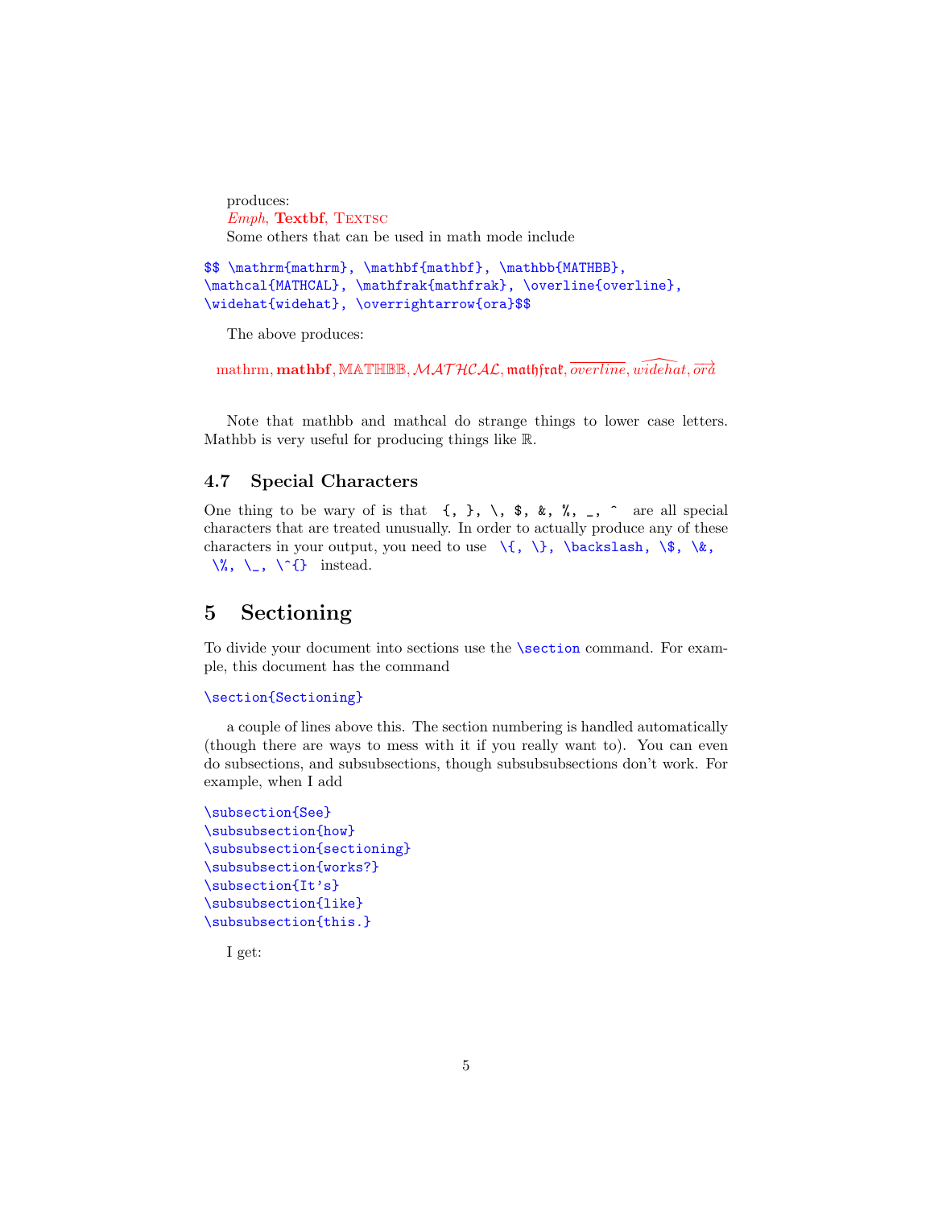produces:
*Emph*, **Textbf**, TEXTSC

Some others that can be used in math mode include

```
$$ \mathrm{mathrm}, \mathbf{mathbf}, \mathbb{MATHBB},
\mathcal{MATHCAL}, \mathfrak{mathfrak}, \overline{overline},
\widehat{widehat}, \overrightarrow{ora}$$
```

The above produces:

$$ \mathrm{mathrm}, \mathbf{mathbf}, \mathbb{MATHBB}, \mathcal{MATHCAL}, \mathfrak{mathfrak}, \overline{overline}, \widehat{widehat}, \overrightarrow{ora}$$

Note that mathbb and mathcal do strange things to lower case letters. Mathbb is very useful for producing things like $\mathbb{R}$.

### 4.7 Special Characters

One thing to be wary of is that `{, }, \, $, &, %, _, ^` are all special characters that are treated unusually. In order to actually produce any of these characters in your output, you need to use `\{, \}, \backslash, \$, \&, \%, \_, \^{}` instead.

## 5 Sectioning

To divide your document into sections use the `\section` command. For example, this document has the command

```
\section{Sectioning}
```

a couple of lines above this. The section numbering is handled automatically (though there are ways to mess with it if you really want to). You can even do subsections, and subsubsections, though subsubsubsections don't work. For example, when I add

```
\subsection{See}
\subsubsection{how}
\subsubsection{sectioning}
\subsubsection{works?}
\subsection{It's}
\subsubsection{like}
\subsubsection{this.}
```

I get: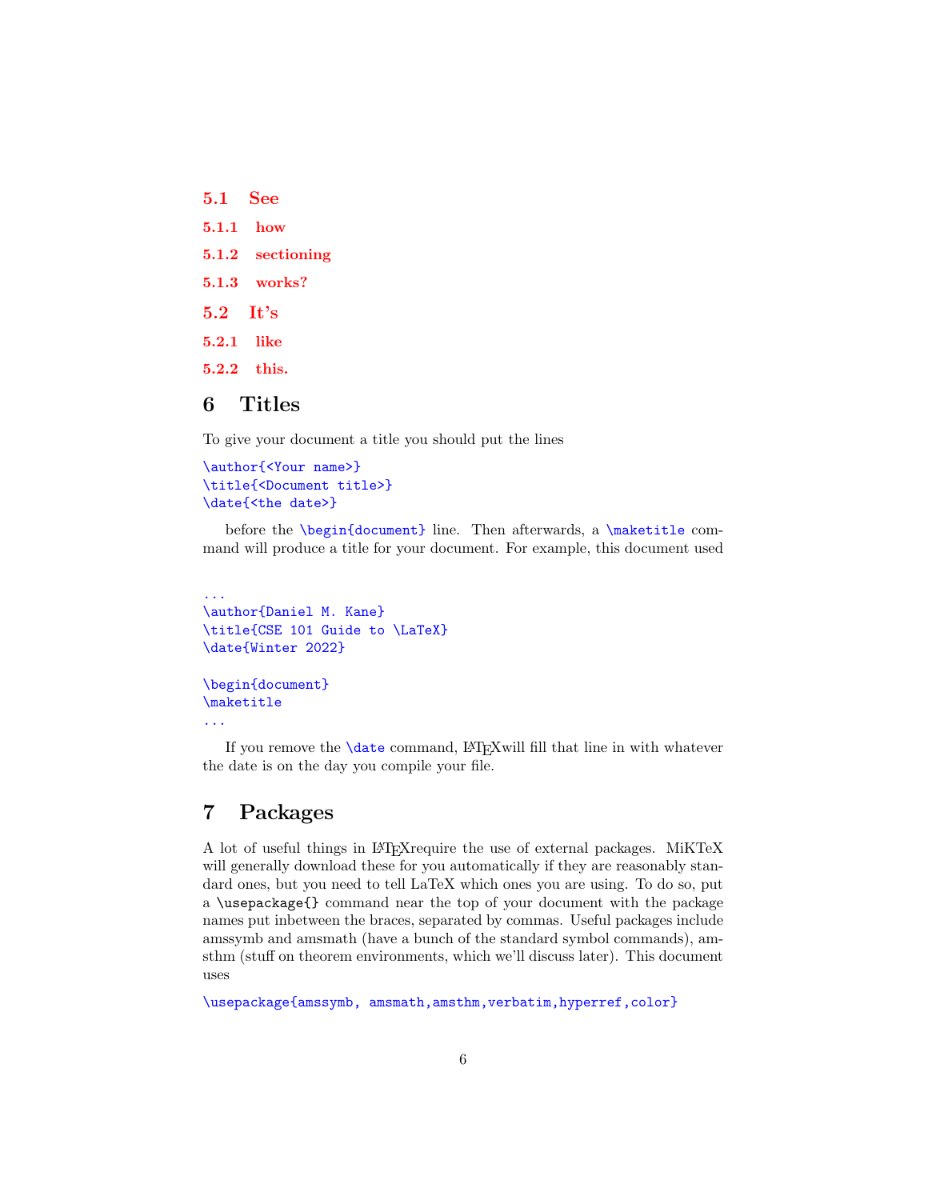## 5.1 See

### 5.1.1 how

### 5.1.2 sectioning

### 5.1.3 works?

## 5.2 It's

### 5.2.1 like

### 5.2.2 this.

# 6 Titles

To give your document a title you should put the lines

```
\author{<Your name>}
\title{<Document title>}
\date{<the date>}
```

before the `\begin{document}` line. Then afterwards, a `\maketitle` command will produce a title for your document. For example, this document used

```
...
\author{Daniel M. Kane}
\title{CSE 101 Guide to \LaTeX}
\date{Winter 2022}

\begin{document}
\maketitle
...
```

If you remove the `\date` command, LaTeXwill fill that line in with whatever the date is on the day you compile your file.

# 7 Packages

A lot of useful things in LaTeXrequire the use of external packages. MiKTeX will generally download these for you automatically if they are reasonably standard ones, but you need to tell LaTeX which ones you are using. To do so, put a `\usepackage{}` command near the top of your document with the package names put inbetween the braces, separated by commas. Useful packages include amssymb and amsmath (have a bunch of the standard symbol commands), amsthm (stuff on theorem environments, which we'll discuss later). This document uses

```
\usepackage{amssymb, amsmath,amsthm,verbatim,hyperref,color}
```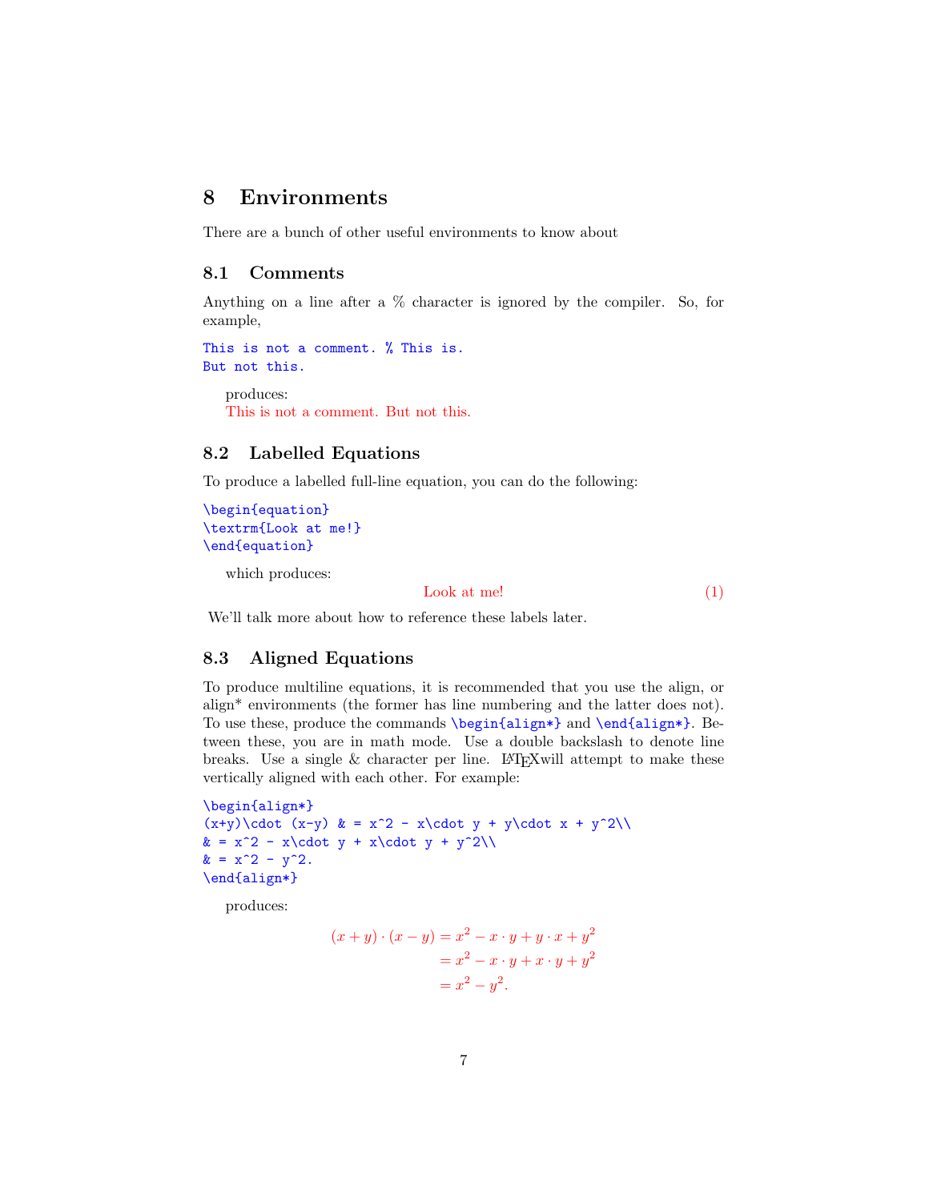# 8 Environments

There are a bunch of other useful environments to know about

## 8.1 Comments

Anything on a line after a % character is ignored by the compiler. So, for example,

```
This is not a comment. % This is.
But not this.
```

produces:
This is not a comment. But not this.

## 8.2 Labelled Equations

To produce a labelled full-line equation, you can do the following:

```
\begin{equation}
\textrm{Look at me!}
\end{equation}
```

which produces:

$$\textrm{Look at me!} \tag{1}$$

We'll talk more about how to reference these labels later.

## 8.3 Aligned Equations

To produce multiline equations, it is recommended that you use the align, or align* environments (the former has line numbering and the latter does not). To use these, produce the commands `\begin{align*}` and `\end{align*}`. Between these, you are in math mode. Use a double backslash to denote line breaks. Use a single & character per line. LaTeXwill attempt to make these vertically aligned with each other. For example:

```
\begin{align*}
(x+y)\cdot (x-y) & = x^2 - x\cdot y + y\cdot x + y^2\\
& = x^2 - x\cdot y + x\cdot y + y^2\\
& = x^2 - y^2.
\end{align*}
```

produces:

$$\begin{aligned}
(x+y)\cdot (x-y) & = x^2 - x\cdot y + y\cdot x + y^2\\
& = x^2 - x\cdot y + x\cdot y + y^2\\
& = x^2 - y^2.
\end{aligned}$$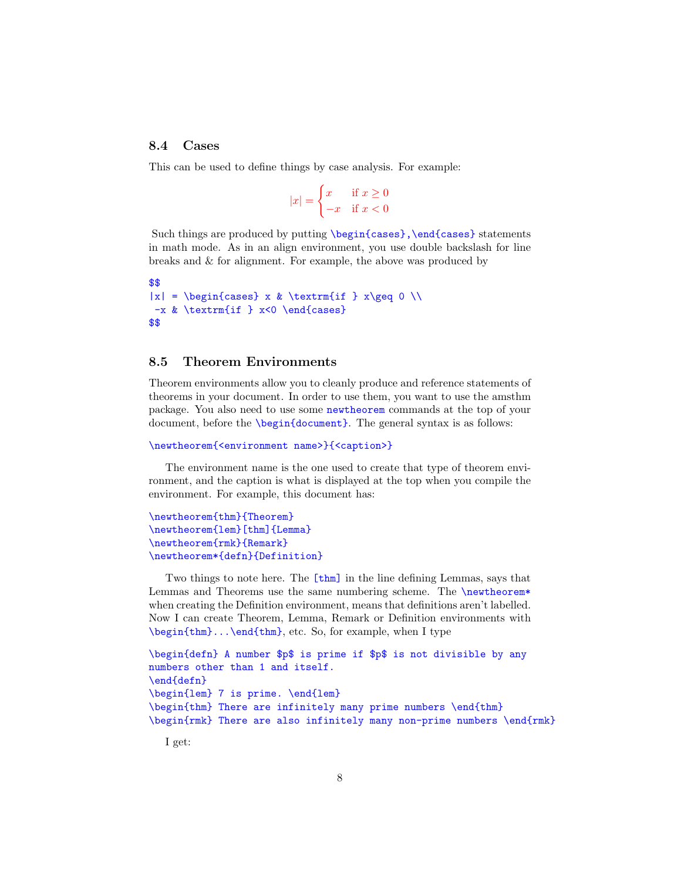### 8.4 Cases

This can be used to define things by case analysis. For example:

$$
|x| = \begin{cases} x & \text{if } x\geq 0 \\ -x & \text{if } x<0 \end{cases}
$$

Such things are produced by putting `\begin{cases},\end{cases}` statements in math mode. As in an align environment, you use double backslash for line breaks and & for alignment. For example, the above was produced by

```
$$
|x| = \begin{cases} x & \textrm{if } x\geq 0 \\
 -x & \textrm{if } x<0 \end{cases}
$$
```

### 8.5 Theorem Environments

Theorem environments allow you to cleanly produce and reference statements of theorems in your document. In order to use them, you want to use the amsthm package. You also need to use some `newtheorem` commands at the top of your document, before the `\begin{document}`. The general syntax is as follows:

```
\newtheorem{<environment name>}{<caption>}
```

The environment name is the one used to create that type of theorem environment, and the caption is what is displayed at the top when you compile the environment. For example, this document has:

```
\newtheorem{thm}{Theorem}
\newtheorem{lem}[thm]{Lemma}
\newtheorem{rmk}{Remark}
\newtheorem*{defn}{Definition}
```

Two things to note here. The `[thm]` in the line defining Lemmas, says that Lemmas and Theorems use the same numbering scheme. The `\newtheorem*` when creating the Definition environment, means that definitions aren't labelled. Now I can create Theorem, Lemma, Remark or Definition environments with `\begin{thm}...\end{thm}`, etc. So, for example, when I type

```
\begin{defn} A number $p$ is prime if $p$ is not divisible by any
numbers other than 1 and itself.
\end{defn}
\begin{lem} 7 is prime. \end{lem}
\begin{thm} There are infinitely many prime numbers \end{thm}
\begin{rmk} There are also infinitely many non-prime numbers \end{rmk}
```

I get: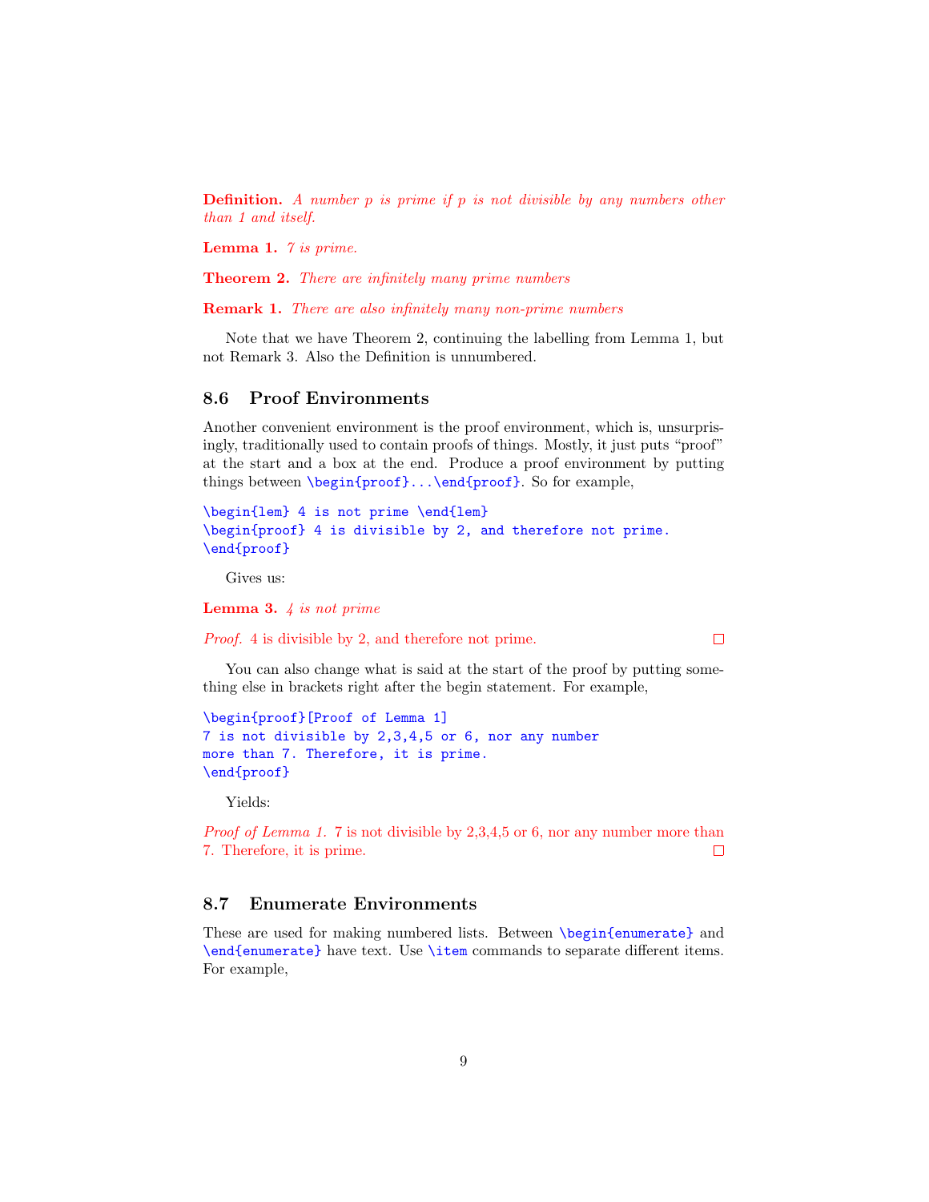**Definition.** *A number p is prime if p is not divisible by any numbers other than 1 and itself.*

**Lemma 1.** *7 is prime.*

**Theorem 2.** *There are infinitely many prime numbers*

**Remark 1.** *There are also infinitely many non-prime numbers*

Note that we have Theorem 2, continuing the labelling from Lemma 1, but not Remark 3. Also the Definition is unnumbered.

### 8.6 Proof Environments

Another convenient environment is the proof environment, which is, unsurprisingly, traditionally used to contain proofs of things. Mostly, it just puts "proof" at the start and a box at the end. Produce a proof environment by putting things between `\begin{proof}...\end{proof}`. So for example,

```
\begin{lem} 4 is not prime \end{lem}
\begin{proof} 4 is divisible by 2, and therefore not prime.
\end{proof}
```

Gives us:

**Lemma 3.** *4 is not prime*

*Proof.* 4 is divisible by 2, and therefore not prime. □

You can also change what is said at the start of the proof by putting something else in brackets right after the begin statement. For example,

```
\begin{proof}[Proof of Lemma 1]
7 is not divisible by 2,3,4,5 or 6, nor any number
more than 7. Therefore, it is prime.
\end{proof}
```

Yields:

*Proof of Lemma 1.* 7 is not divisible by 2,3,4,5 or 6, nor any number more than 7. Therefore, it is prime. □

### 8.7 Enumerate Environments

These are used for making numbered lists. Between `\begin{enumerate}` and `\end{enumerate}` have text. Use `\item` commands to separate different items. For example,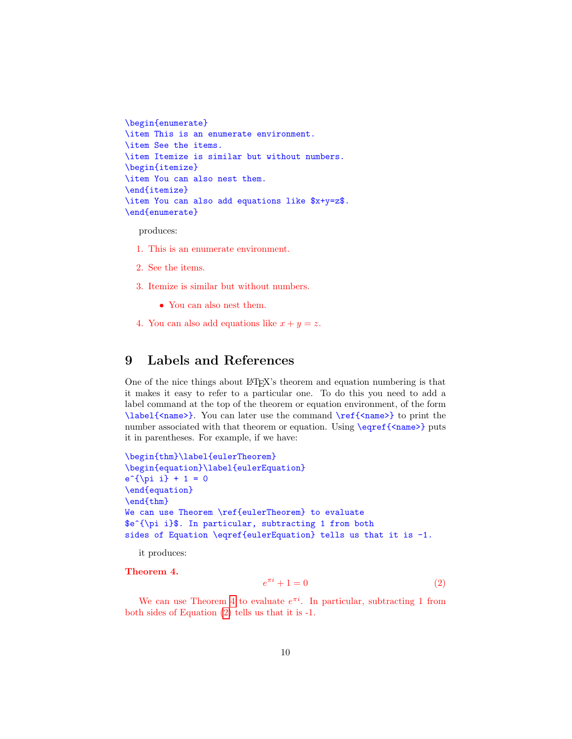```
\begin{enumerate}
\item This is an enumerate environment.
\item See the items.
\item Itemize is similar but without numbers.
\begin{itemize}
\item You can also nest them.
\end{itemize}
\item You can also add equations like $x+y=z$.
\end{enumerate}
```

produces:

1. This is an enumerate environment.
2. See the items.
3. Itemize is similar but without numbers.
    - You can also nest them.
4. You can also add equations like $x + y = z$.

## 9 Labels and References

One of the nice things about LaTeX's theorem and equation numbering is that it makes it easy to refer to a particular one. To do this you need to add a label command at the top of the theorem or equation environment, of the form `\label{<name>}`. You can later use the command `\ref{<name>}` to print the number associated with that theorem or equation. Using `\eqref{<name>}` puts it in parentheses. For example, if we have:

```
\begin{thm}\label{eulerTheorem}
\begin{equation}\label{eulerEquation}
e^{\pi i} + 1 = 0
\end{equation}
\end{thm}
We can use Theorem \ref{eulerTheorem} to evaluate
$e^{\pi i}$. In particular, subtracting 1 from both
sides of Equation \eqref{eulerEquation} tells us that it is -1.
```

it produces:

**Theorem 4.**

$$e^{\pi i} + 1 = 0 \tag{2}$$

We can use Theorem 4 to evaluate $e^{\pi i}$. In particular, subtracting 1 from both sides of Equation (2) tells us that it is -1.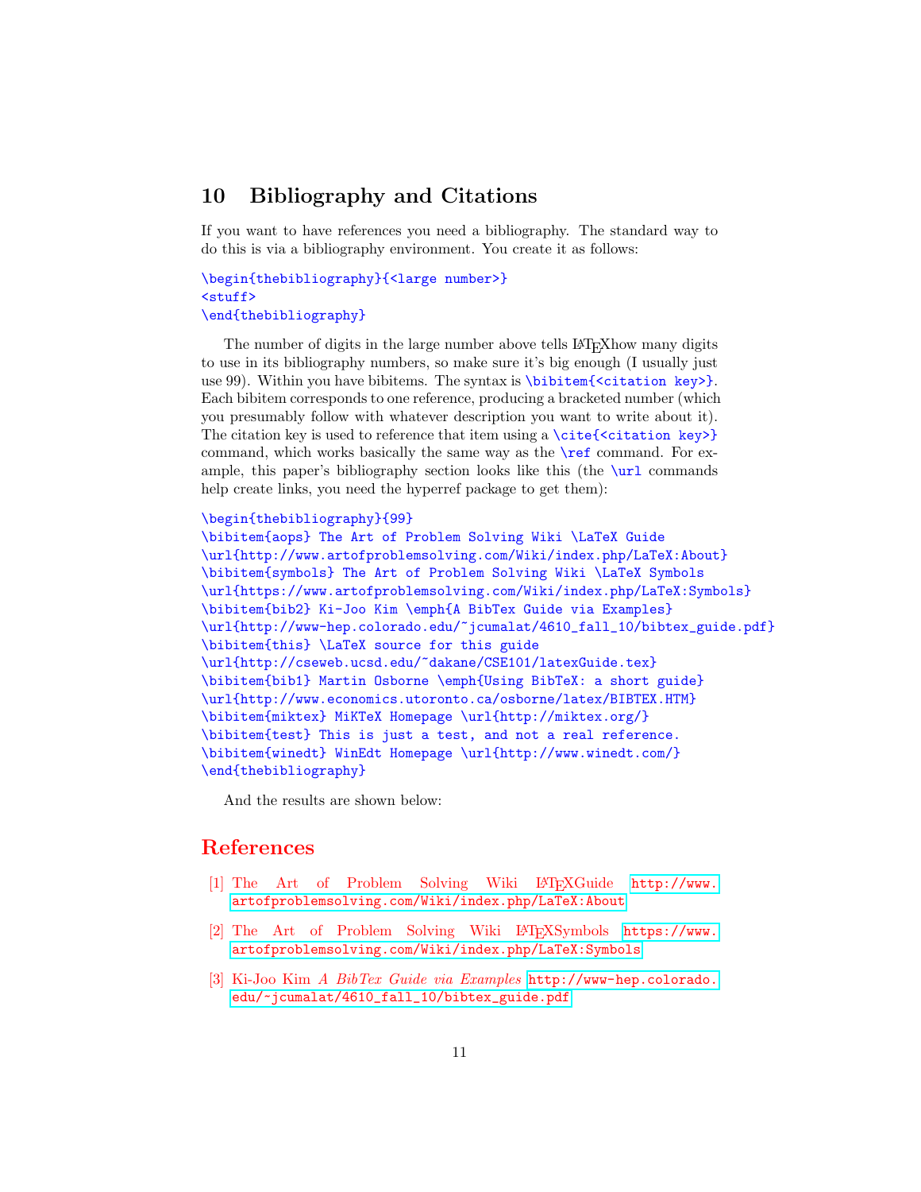## 10 Bibliography and Citations

If you want to have references you need a bibliography. The standard way to do this is via a bibliography environment. You create it as follows:

```
\begin{thebibliography}{<large number>}
<stuff>
\end{thebibliography}
```

The number of digits in the large number above tells LaTeXhow many digits to use in its bibliography numbers, so make sure it's big enough (I usually just use 99). Within you have bibitems. The syntax is `\bibitem{<citation key>}`. Each bibitem corresponds to one reference, producing a bracketed number (which you presumably follow with whatever description you want to write about it). The citation key is used to reference that item using a `\cite{<citation key>}` command, which works basically the same way as the `\ref` command. For example, this paper's bibliography section looks like this (the `\url` commands help create links, you need the hyperref package to get them):

```
\begin{thebibliography}{99}
\bibitem{aops} The Art of Problem Solving Wiki \LaTeX Guide
\url{http://www.artofproblemsolving.com/Wiki/index.php/LaTeX:About}
\bibitem{symbols} The Art of Problem Solving Wiki \LaTeX Symbols
\url{https://www.artofproblemsolving.com/Wiki/index.php/LaTeX:Symbols}
\bibitem{bib2} Ki-Joo Kim \emph{A BibTex Guide via Examples}
\url{http://www-hep.colorado.edu/~jcumalat/4610_fall_10/bibtex_guide.pdf}
\bibitem{this} \LaTeX source for this guide
\url{http://cseweb.ucsd.edu/~dakane/CSE101/latexGuide.tex}
\bibitem{bib1} Martin Osborne \emph{Using BibTeX: a short guide}
\url{http://www.economics.utoronto.ca/osborne/latex/BIBTEX.HTM}
\bibitem{miktex} MiKTeX Homepage \url{http://miktex.org/}
\bibitem{test} This is just a test, and not a real reference.
\bibitem{winedt} WinEdt Homepage \url{http://www.winedt.com/}
\end{thebibliography}
```

And the results are shown below:

# References

[1] The Art of Problem Solving Wiki LaTeXGuide http://www.artofproblemsolving.com/Wiki/index.php/LaTeX:About

[2] The Art of Problem Solving Wiki LaTeXSymbols https://www.artofproblemsolving.com/Wiki/index.php/LaTeX:Symbols

[3] Ki-Joo Kim *A BibTex Guide via Examples* http://www-hep.colorado.edu/~jcumalat/4610_fall_10/bibtex_guide.pdf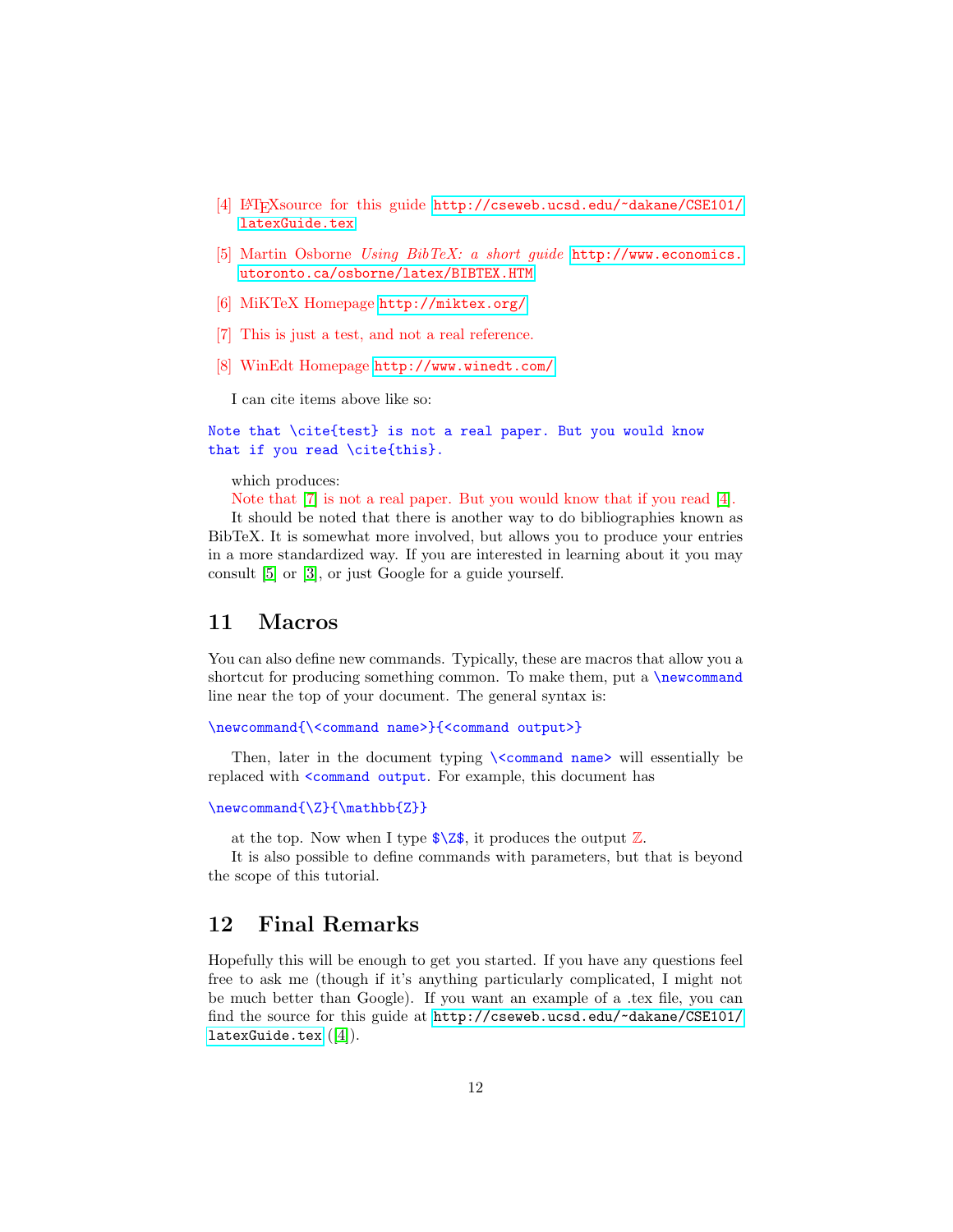[4] LaTeXsource for this guide http://cseweb.ucsd.edu/~dakane/CSE101/latexGuide.tex

[5] Martin Osborne *Using BibTeX: a short guide* http://www.economics.utoronto.ca/osborne/latex/BIBTEX.HTM

[6] MiKTeX Homepage http://miktex.org/

[7] This is just a test, and not a real reference.

[8] WinEdt Homepage http://www.winedt.com/

I can cite items above like so:

```
Note that \cite{test} is not a real paper. But you would know
that if you read \cite{this}.
```

which produces:

Note that [7] is not a real paper. But you would know that if you read [4].

It should be noted that there is another way to do bibliographies known as BibTeX. It is somewhat more involved, but allows you to produce your entries in a more standardized way. If you are interested in learning about it you may consult [5] or [3], or just Google for a guide yourself.

## 11 Macros

You can also define new commands. Typically, these are macros that allow you a shortcut for producing something common. To make them, put a `\newcommand` line near the top of your document. The general syntax is:

```
\newcommand{\<command name>}{<command output>}
```

Then, later in the document typing `\<command name>` will essentially be replaced with `<command output`. For example, this document has

```
\newcommand{\Z}{\mathbb{Z}}
```

at the top. Now when I type `$\Z$`, it produces the output $\mathbb{Z}$.

It is also possible to define commands with parameters, but that is beyond the scope of this tutorial.

## 12 Final Remarks

Hopefully this will be enough to get you started. If you have any questions feel free to ask me (though if it's anything particularly complicated, I might not be much better than Google). If you want an example of a .tex file, you can find the source for this guide at http://cseweb.ucsd.edu/~dakane/CSE101/latexGuide.tex ([4]).